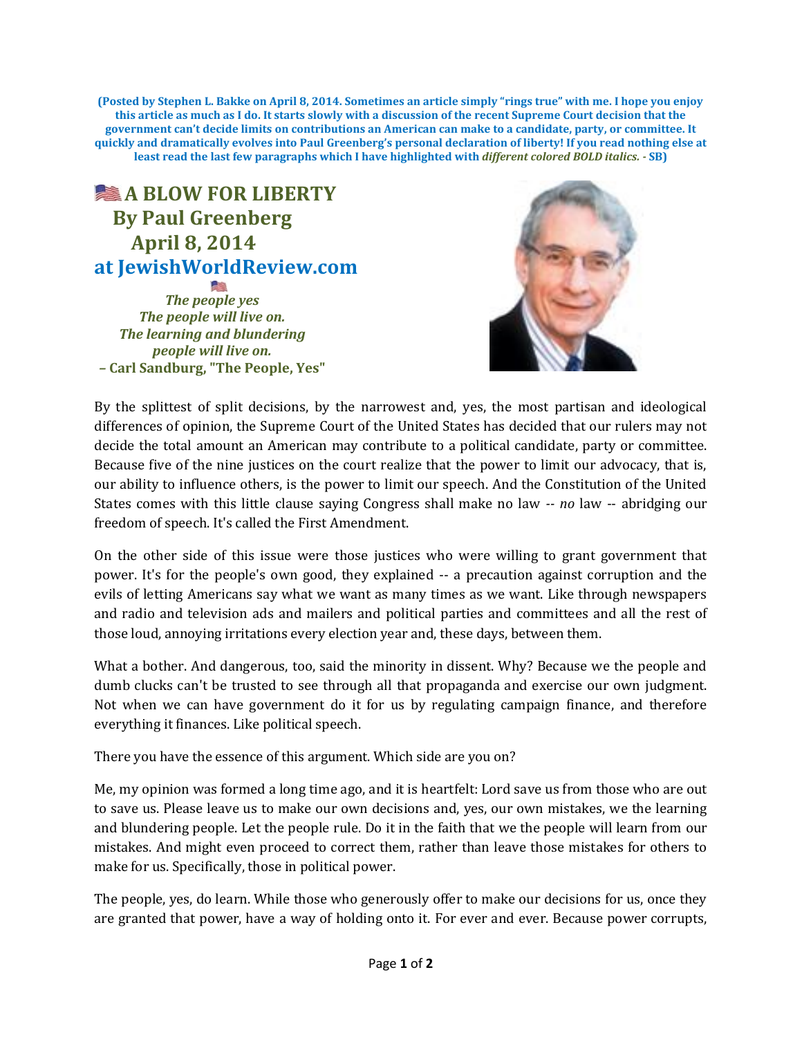**(Posted by Stephen L. Bakke on April 8, 2014. Sometimes an article simply "rings true" with me. I hope you enjoy this article as much as I do. It starts slowly with a discussion of the recent Supreme Court decision that the government can't decide limits on contributions an American can make to a candidate, party, or committee. It quickly and dramatically evolves into Paul Greenberg's personal declaration of liberty! If you read nothing else at least read the last few paragraphs which I have highlighted with *different colored BOLD italics.* - SB)**

# A BLOW FOR LIBERTY
## By Paul Greenberg
## April 8, 2014
## at JewishWorldReview.com

***The people yes***
***The people will live on.***
***The learning and blundering***
***people will live on.***
**– Carl Sandburg, "The People, Yes"**

By the splittest of split decisions, by the narrowest and, yes, the most partisan and ideological differences of opinion, the Supreme Court of the United States has decided that our rulers may not decide the total amount an American may contribute to a political candidate, party or committee. Because five of the nine justices on the court realize that the power to limit our advocacy, that is, our ability to influence others, is the power to limit our speech. And the Constitution of the United States comes with this little clause saying Congress shall make no law -- *no* law -- abridging our freedom of speech. It's called the First Amendment.

On the other side of this issue were those justices who were willing to grant government that power. It's for the people's own good, they explained -- a precaution against corruption and the evils of letting Americans say what we want as many times as we want. Like through newspapers and radio and television ads and mailers and political parties and committees and all the rest of those loud, annoying irritations every election year and, these days, between them.

What a bother. And dangerous, too, said the minority in dissent. Why? Because we the people and dumb clucks can't be trusted to see through all that propaganda and exercise our own judgment. Not when we can have government do it for us by regulating campaign finance, and therefore everything it finances. Like political speech.

There you have the essence of this argument. Which side are you on?

Me, my opinion was formed a long time ago, and it is heartfelt: Lord save us from those who are out to save us. Please leave us to make our own decisions and, yes, our own mistakes, we the learning and blundering people. Let the people rule. Do it in the faith that we the people will learn from our mistakes. And might even proceed to correct them, rather than leave those mistakes for others to make for us. Specifically, those in political power.

The people, yes, do learn. While those who generously offer to make our decisions for us, once they are granted that power, have a way of holding onto it. For ever and ever. Because power corrupts,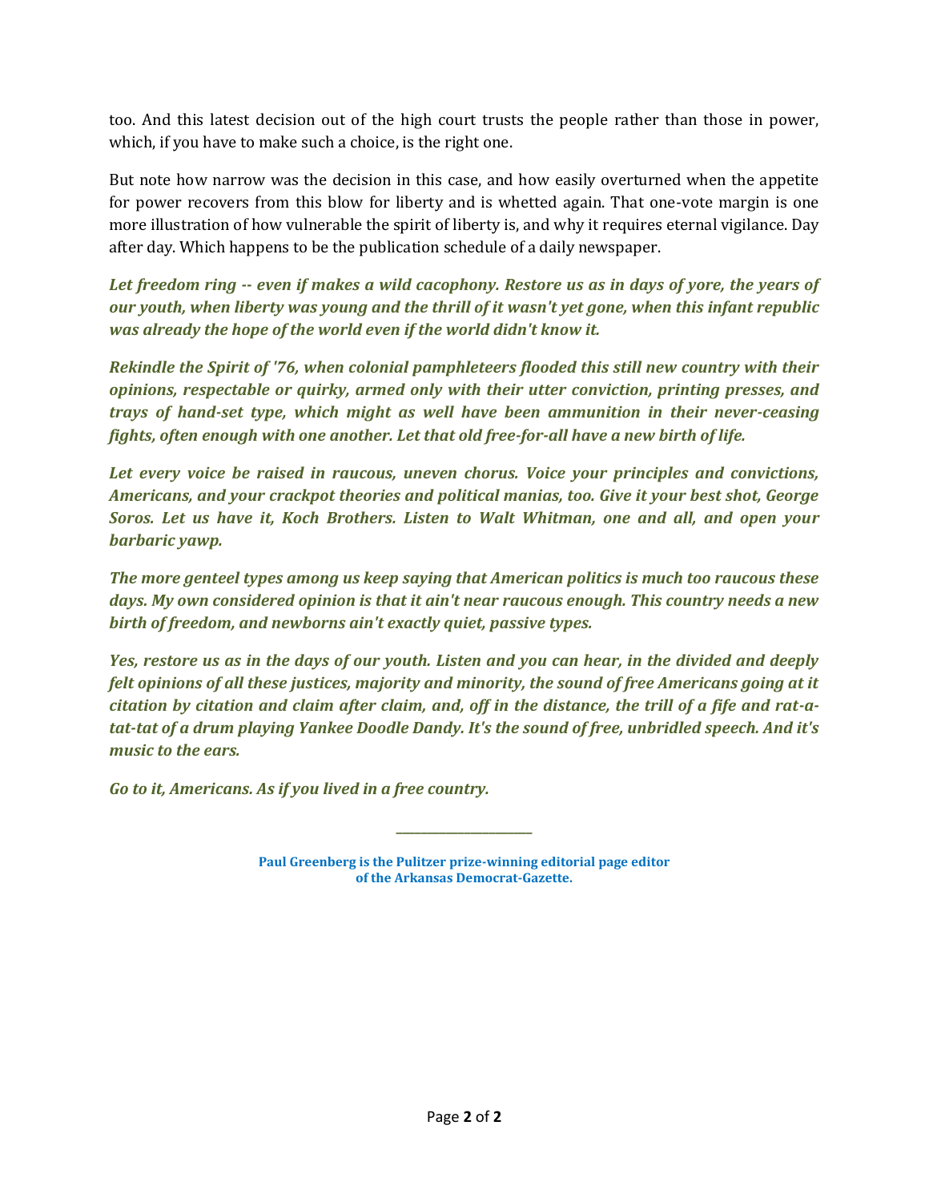too. And this latest decision out of the high court trusts the people rather than those in power, which, if you have to make such a choice, is the right one.

But note how narrow was the decision in this case, and how easily overturned when the appetite for power recovers from this blow for liberty and is whetted again. That one-vote margin is one more illustration of how vulnerable the spirit of liberty is, and why it requires eternal vigilance. Day after day. Which happens to be the publication schedule of a daily newspaper.

***Let freedom ring -- even if makes a wild cacophony. Restore us as in days of yore, the years of our youth, when liberty was young and the thrill of it wasn't yet gone, when this infant republic was already the hope of the world even if the world didn't know it.***

***Rekindle the Spirit of '76, when colonial pamphleteers flooded this still new country with their opinions, respectable or quirky, armed only with their utter conviction, printing presses, and trays of hand-set type, which might as well have been ammunition in their never-ceasing fights, often enough with one another. Let that old free-for-all have a new birth of life.***

***Let every voice be raised in raucous, uneven chorus. Voice your principles and convictions, Americans, and your crackpot theories and political manias, too. Give it your best shot, George Soros. Let us have it, Koch Brothers. Listen to Walt Whitman, one and all, and open your barbaric yawp.***

***The more genteel types among us keep saying that American politics is much too raucous these days. My own considered opinion is that it ain't near raucous enough. This country needs a new birth of freedom, and newborns ain't exactly quiet, passive types.***

***Yes, restore us as in the days of our youth. Listen and you can hear, in the divided and deeply felt opinions of all these justices, majority and minority, the sound of free Americans going at it citation by citation and claim after claim, and, off in the distance, the trill of a fife and rat-a-tat-tat of a drum playing Yankee Doodle Dandy. It's the sound of free, unbridled speech. And it's music to the ears.***

***Go to it, Americans. As if you lived in a free country.***

---

**Paul Greenberg is the Pulitzer prize-winning editorial page editor of the Arkansas Democrat-Gazette.**